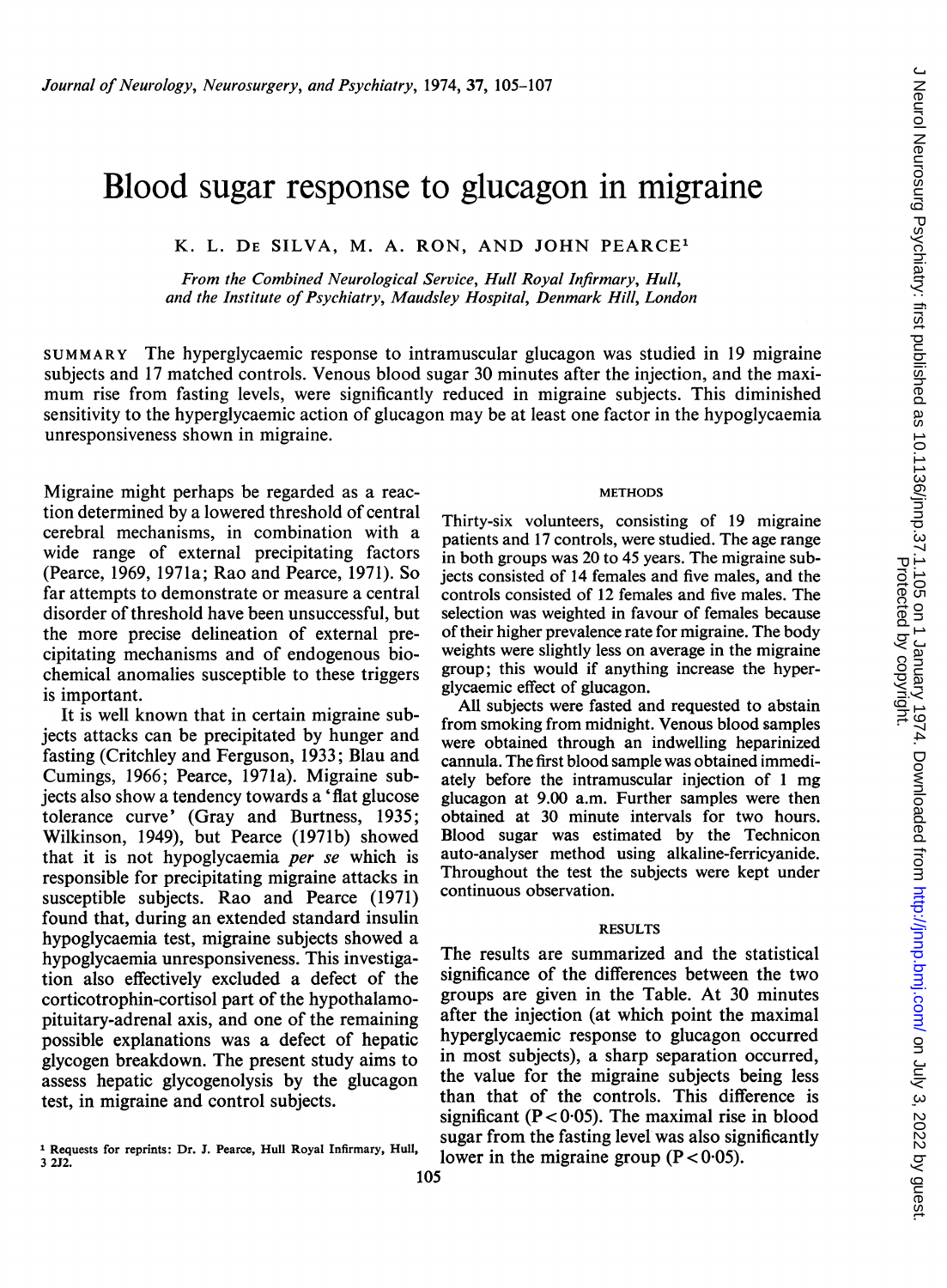# Blood sugar response to glucagon in migraine

K. L. DE SILVA, M. A. RON, AND JOHN PEARCE[1]

*From the Combined Neurological Service, Hull Royal Infirmary, Hull, and the Institute of Psychiatry, Maudsley Hospital, Denmark Hill, London*

SUMMARY The hyperglycaemic response to intramuscular glucagon was studied in 19 migraine subjects and 17 matched controls. Venous blood sugar 30 minutes after the injection, and the maximum rise from fasting levels, were significantly reduced in migraine subjects. This diminished sensitivity to the hyperglycaemic action of glucagon may be at least one factor in the hypoglycaemia unresponsiveness shown in migraine.

Migraine might perhaps be regarded as a reaction determined by a lowered threshold of central cerebral mechanisms, in combination with a wide range of external precipitating factors (Pearce, 1969, 1971a; Rao and Pearce, 1971). So far attempts to demonstrate or measure a central disorder of threshold have been unsuccessful, but the more precise delineation of external precipitating mechanisms and of endogenous biochemical anomalies susceptible to these triggers is important.

It is well known that in certain migraine subjects attacks can be precipitated by hunger and fasting (Critchley and Ferguson, 1933; Blau and Cumings, 1966; Pearce, 1971a). Migraine subjects also show a tendency towards a 'flat glucose tolerance curve' (Gray and Burtness, 1935; Wilkinson, 1949), but Pearce (1971b) showed that it is not hypoglycaemia *per se* which is responsible for precipitating migraine attacks in susceptible subjects. Rao and Pearce (1971) found that, during an extended standard insulin hypoglycaemia test, migraine subjects showed a hypoglycaemia unresponsiveness. This investigation also effectively excluded a defect of the corticotrophin-cortisol part of the hypothalamo-pituitary-adrenal axis, and one of the remaining possible explanations was a defect of hepatic glycogen breakdown. The present study aims to assess hepatic glycogenolysis by the glucagon test, in migraine and control subjects.

## METHODS

Thirty-six volunteers, consisting of 19 migraine patients and 17 controls, were studied. The age range in both groups was 20 to 45 years. The migraine subjects consisted of 14 females and five males, and the controls consisted of 12 females and five males. The selection was weighted in favour of females because of their higher prevalence rate for migraine. The body weights were slightly less on average in the migraine group; this would if anything increase the hyperglycaemic effect of glucagon.

All subjects were fasted and requested to abstain from smoking from midnight. Venous blood samples were obtained through an indwelling heparinized cannula. The first blood sample was obtained immediately before the intramuscular injection of 1 mg glucagon at 9.00 a.m. Further samples were then obtained at 30 minute intervals for two hours. Blood sugar was estimated by the Technicon auto-analyser method using alkaline-ferricyanide. Throughout the test the subjects were kept under continuous observation.

## RESULTS

The results are summarized and the statistical significance of the differences between the two groups are given in the Table. At 30 minutes after the injection (at which point the maximal hyperglycaemic response to glucagon occurred in most subjects), a sharp separation occurred, the value for the migraine subjects being less than that of the controls. This difference is significant ($P < 0.05$). The maximal rise in blood sugar from the fasting level was also significantly lower in the migraine group ($P < 0.05$).

[1] Requests for reprints: Dr. J. Pearce, Hull Royal Infirmary, Hull, 3 2J2.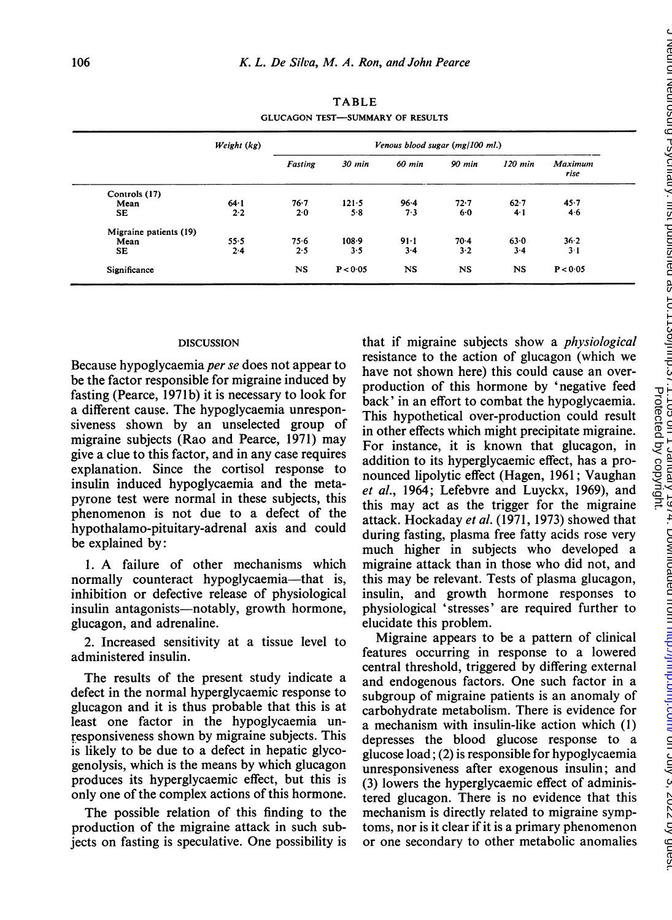TABLE

GLUCAGON TEST—SUMMARY OF RESULTS

| | Weight (kg) | Venous blood sugar (mg/100 ml.) | | | | | |
|---|---|---|---|---|---|---|---|
| | | Fasting | 30 min | 60 min | 90 min | 120 min | Maximum rise |
| Controls (17) | | | | | | | |
| Mean | 64·1 | 76·7 | 121·5 | 96·4 | 72·7 | 62·7 | 45·7 |
| SE | 2·2 | 2·0 | 5·8 | 7·3 | 6·0 | 4·1 | 4·6 |
| Migraine patients (19) | | | | | | | |
| Mean | 55·5 | 75·6 | 108·9 | 91·1 | 70·4 | 63·0 | 36·2 |
| SE | 2·4 | 2·5 | 3·5 | 3·4 | 3·2 | 3·4 | 3·1 |
| Significance | | NS | $P < 0·05$ | NS | NS | NS | $P < 0·05$ |

## DISCUSSION

Because hypoglycaemia *per se* does not appear to be the factor responsible for migraine induced by fasting (Pearce, 1971b) it is necessary to look for a different cause. The hypoglycaemia unresponsiveness shown by an unselected group of migraine subjects (Rao and Pearce, 1971) may give a clue to this factor, and in any case requires explanation. Since the cortisol response to insulin induced hypoglycaemia and the metapyrone test were normal in these subjects, this phenomenon is not due to a defect of the hypothalamo-pituitary-adrenal axis and could be explained by:

1. A failure of other mechanisms which normally counteract hypoglycaemia—that is, inhibition or defective release of physiological insulin antagonists—notably, growth hormone, glucagon, and adrenaline.

2. Increased sensitivity at a tissue level to administered insulin.

The results of the present study indicate a defect in the normal hyperglycaemic response to glucagon and it is thus probable that this is at least one factor in the hypoglycaemia unresponsiveness shown by migraine subjects. This is likely to be due to a defect in hepatic glycogenolysis, which is the means by which glucagon produces its hyperglycaemic effect, but this is only one of the complex actions of this hormone.

The possible relation of this finding to the production of the migraine attack in such subjects on fasting is speculative. One possibility is that if migraine subjects show a *physiological* resistance to the action of glucagon (which we have not shown here) this could cause an overproduction of this hormone by 'negative feed back' in an effort to combat the hypoglycaemia. This hypothetical over-production could result in other effects which might precipitate migraine. For instance, it is known that glucagon, in addition to its hyperglycaemic effect, has a pronounced lipolytic effect (Hagen, 1961; Vaughan *et al.*, 1964; Lefebvre and Luyckx, 1969), and this may act as the trigger for the migraine attack. Hockaday *et al.* (1971, 1973) showed that during fasting, plasma free fatty acids rose very much higher in subjects who developed a migraine attack than in those who did not, and this may be relevant. Tests of plasma glucagon, insulin, and growth hormone responses to physiological 'stresses' are required further to elucidate this problem.

Migraine appears to be a pattern of clinical features occurring in response to a lowered central threshold, triggered by differing external and endogenous factors. One such factor in a subgroup of migraine patients is an anomaly of carbohydrate metabolism. There is evidence for a mechanism with insulin-like action which (1) depresses the blood glucose response to a glucose load; (2) is responsible for hypoglycaemia unresponsiveness after exogenous insulin; and (3) lowers the hyperglycaemic effect of administered glucagon. There is no evidence that this mechanism is directly related to migraine symptoms, nor is it clear if it is a primary phenomenon or one secondary to other metabolic anomalies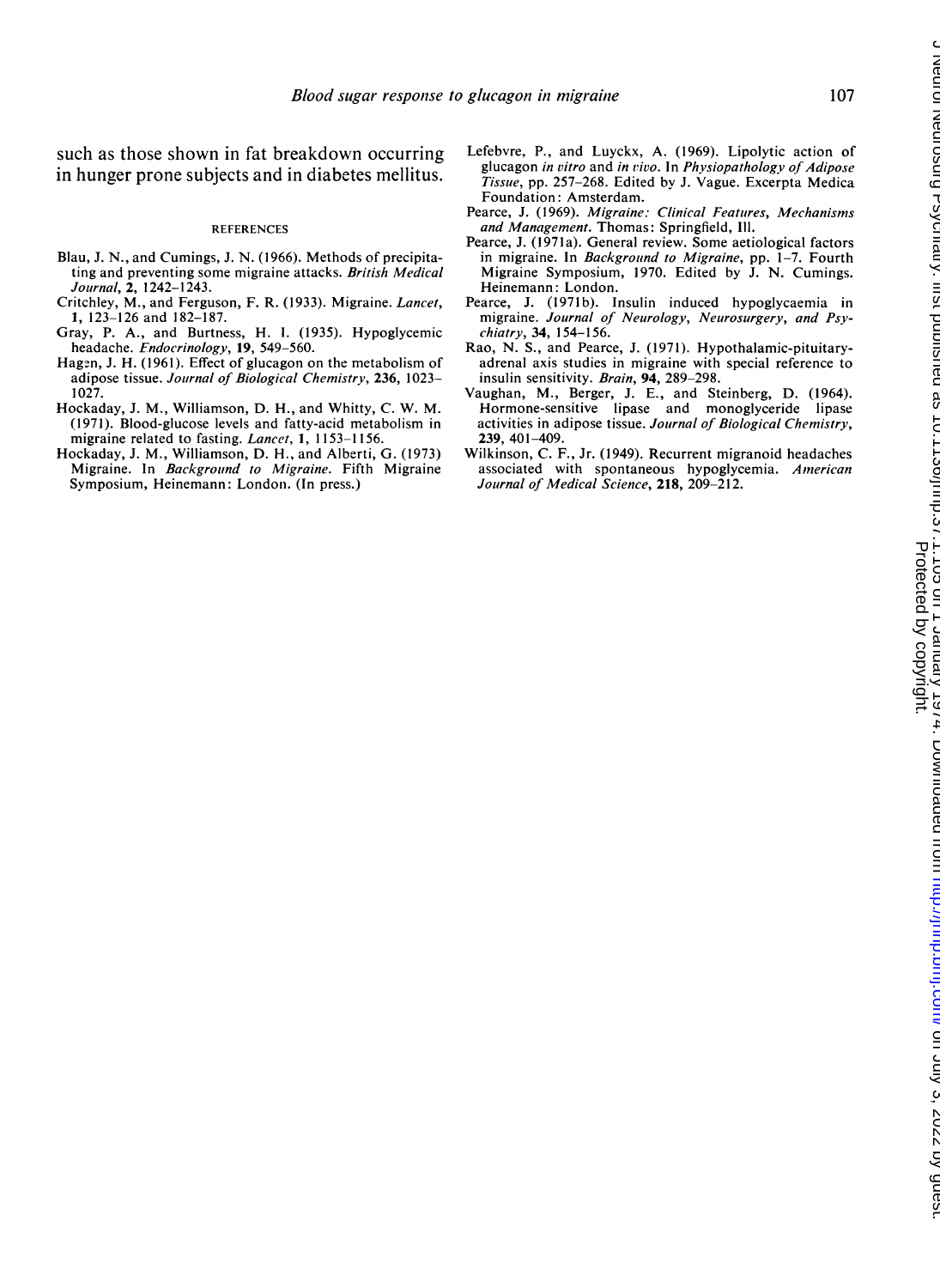such as those shown in fat breakdown occurring in hunger prone subjects and in diabetes mellitus.

## REFERENCES

Blau, J. N., and Cumings, J. N. (1966). Methods of precipitating and preventing some migraine attacks. *British Medical Journal*, **2**, 1242–1243.

Critchley, M., and Ferguson, F. R. (1933). Migraine. *Lancet*, **1**, 123–126 and 182–187.

Gray, P. A., and Burtness, H. I. (1935). Hypoglycemic headache. *Endocrinology*, **19**, 549–560.

Hagen, J. H. (1961). Effect of glucagon on the metabolism of adipose tissue. *Journal of Biological Chemistry*, **236**, 1023–1027.

Hockaday, J. M., Williamson, D. H., and Whitty, C. W. M. (1971). Blood-glucose levels and fatty-acid metabolism in migraine related to fasting. *Lancet*, **1**, 1153–1156.

Hockaday, J. M., Williamson, D. H., and Alberti, G. (1973) Migraine. In *Background to Migraine*. Fifth Migraine Symposium, Heinemann: London. (In press.)

Lefebvre, P., and Luyckx, A. (1969). Lipolytic action of glucagon *in vitro* and *in vivo*. In *Physiopathology of Adipose Tissue*, pp. 257–268. Edited by J. Vague. Excerpta Medica Foundation: Amsterdam.

Pearce, J. (1969). *Migraine: Clinical Features, Mechanisms and Management*. Thomas: Springfield, Ill.

Pearce, J. (1971a). General review. Some aetiological factors in migraine. In *Background to Migraine*, pp. 1–7. Fourth Migraine Symposium, 1970. Edited by J. N. Cumings. Heinemann: London.

Pearce, J. (1971b). Insulin induced hypoglycaemia in migraine. *Journal of Neurology, Neurosurgery, and Psychiatry*, **34**, 154–156.

Rao, N. S., and Pearce, J. (1971). Hypothalamic-pituitary-adrenal axis studies in migraine with special reference to insulin sensitivity. *Brain*, **94**, 289–298.

Vaughan, M., Berger, J. E., and Steinberg, D. (1964). Hormone-sensitive lipase and monoglyceride lipase activities in adipose tissue. *Journal of Biological Chemistry*, **239**, 401–409.

Wilkinson, C. F., Jr. (1949). Recurrent migranoid headaches associated with spontaneous hypoglycemia. *American Journal of Medical Science*, **218**, 209–212.